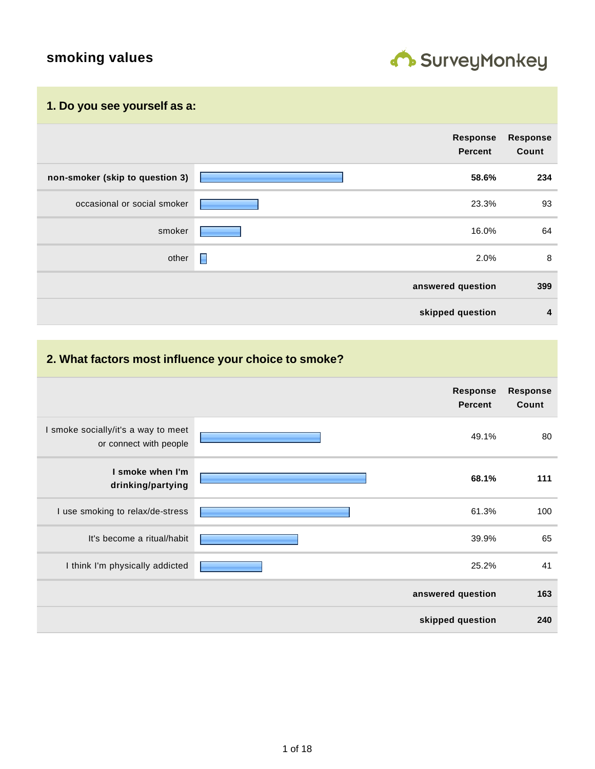# smoking values

## 1. Do you see yourself as a:

| | Response Percent | Response Count |
|---|---|---|
| **non-smoker (skip to question 3)** | **58.6%** | **234** |
| occasional or social smoker | 23.3% | 93 |
| smoker | 16.0% | 64 |
| other | 2.0% | 8 |
| **answered question** | | **399** |
| **skipped question** | | **4** |

## 2. What factors most influence your choice to smoke?

| | Response Percent | Response Count |
|---|---|---|
| I smoke socially/it's a way to meet or connect with people | 49.1% | 80 |
| **I smoke when I'm drinking/partying** | **68.1%** | **111** |
| I use smoking to relax/de-stress | 61.3% | 100 |
| It's become a ritual/habit | 39.9% | 65 |
| I think I'm physically addicted | 25.2% | 41 |
| **answered question** | | **163** |
| **skipped question** | | **240** |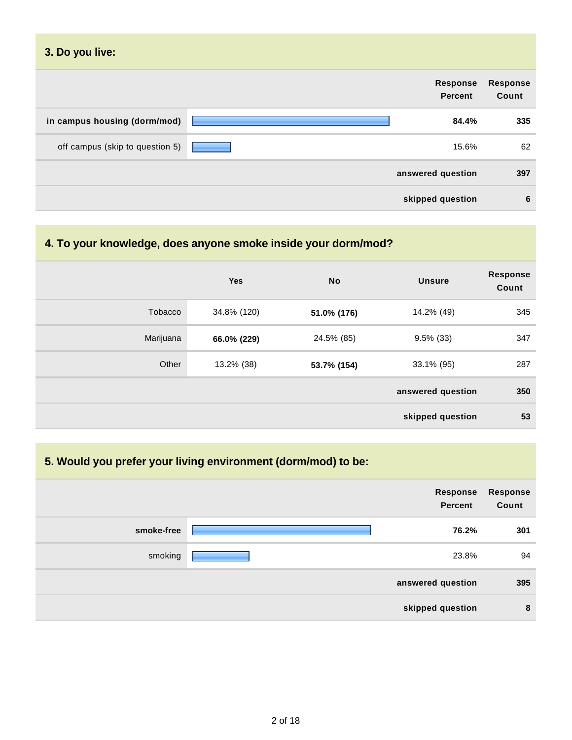## 3. Do you live:

| | Response Percent | Response Count |
|---|---|---|
| **in campus housing (dorm/mod)** | **84.4%** | **335** |
| off campus (skip to question 5) | 15.6% | 62 |
| | **answered question** | **397** |
| | **skipped question** | **6** |

## 4. To your knowledge, does anyone smoke inside your dorm/mod?

| | Yes | No | Unsure | Response Count |
|---|---|---|---|---|
| Tobacco | 34.8% (120) | **51.0% (176)** | 14.2% (49) | 345 |
| Marijuana | **66.0% (229)** | 24.5% (85) | 9.5% (33) | 347 |
| Other | 13.2% (38) | **53.7% (154)** | 33.1% (95) | 287 |
| | | | **answered question** | **350** |
| | | | **skipped question** | **53** |

## 5. Would you prefer your living environment (dorm/mod) to be:

| | Response Percent | Response Count |
|---|---|---|
| **smoke-free** | **76.2%** | **301** |
| smoking | 23.8% | 94 |
| | **answered question** | **395** |
| | **skipped question** | **8** |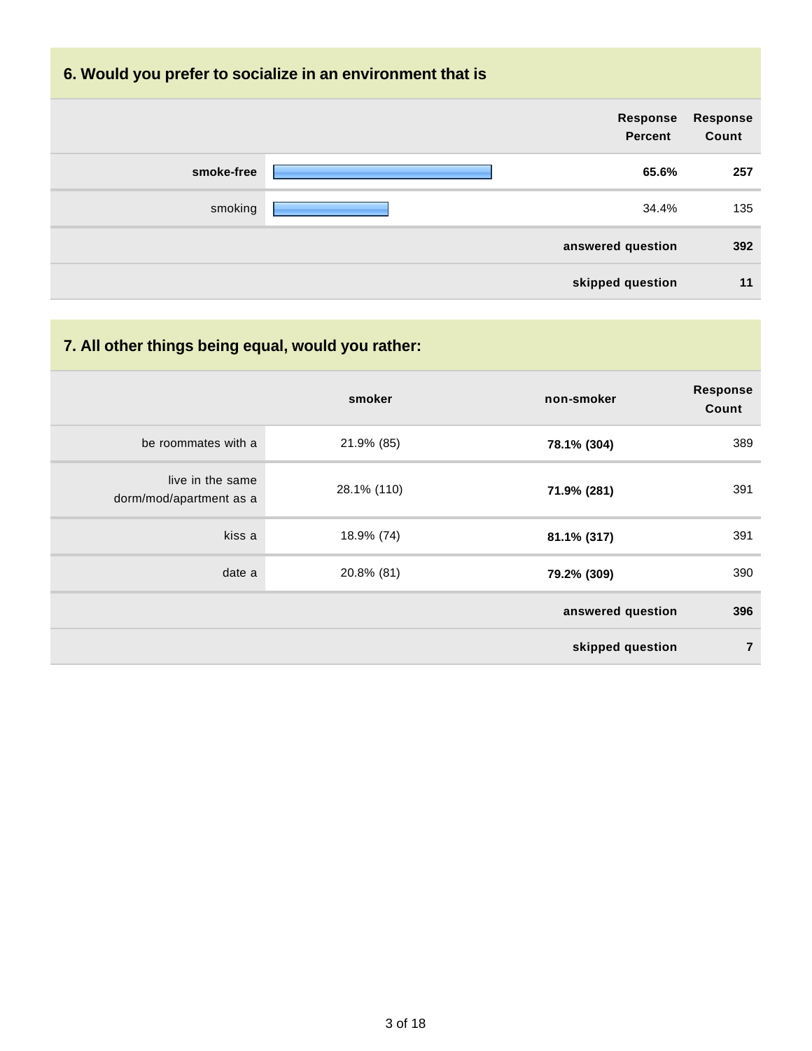## 6. Would you prefer to socialize in an environment that is

| | Response Percent | Response Count |
|---|---|---|
| **smoke-free** | **65.6%** | **257** |
| smoking | 34.4% | 135 |
| | **answered question** | **392** |
| | **skipped question** | **11** |

## 7. All other things being equal, would you rather:

| | smoker | non-smoker | Response Count |
|---|---|---|---|
| be roommates with a | 21.9% (85) | **78.1% (304)** | 389 |
| live in the same dorm/mod/apartment as a | 28.1% (110) | **71.9% (281)** | 391 |
| kiss a | 18.9% (74) | **81.1% (317)** | 391 |
| date a | 20.8% (81) | **79.2% (309)** | 390 |
| | | **answered question** | **396** |
| | | **skipped question** | **7** |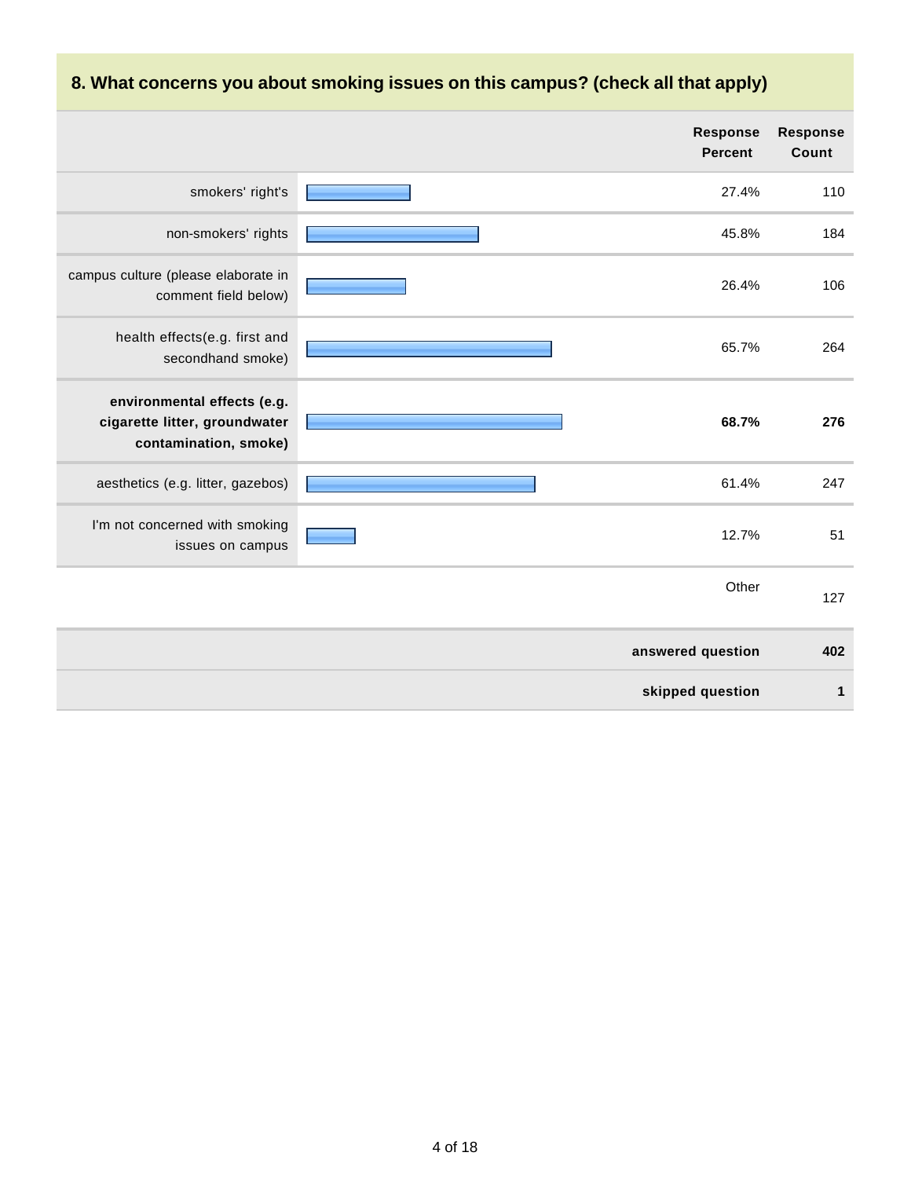## 8. What concerns you about smoking issues on this campus? (check all that apply)

| | Response Percent | Response Count |
|---|---|---|
| smokers' right's | 27.4% | 110 |
| non-smokers' rights | 45.8% | 184 |
| campus culture (please elaborate in comment field below) | 26.4% | 106 |
| health effects(e.g. first and secondhand smoke) | 65.7% | 264 |
| **environmental effects (e.g. cigarette litter, groundwater contamination, smoke)** | **68.7%** | **276** |
| aesthetics (e.g. litter, gazebos) | 61.4% | 247 |
| I'm not concerned with smoking issues on campus | 12.7% | 51 |
| | Other | 127 |
| | **answered question** | **402** |
| | **skipped question** | **1** |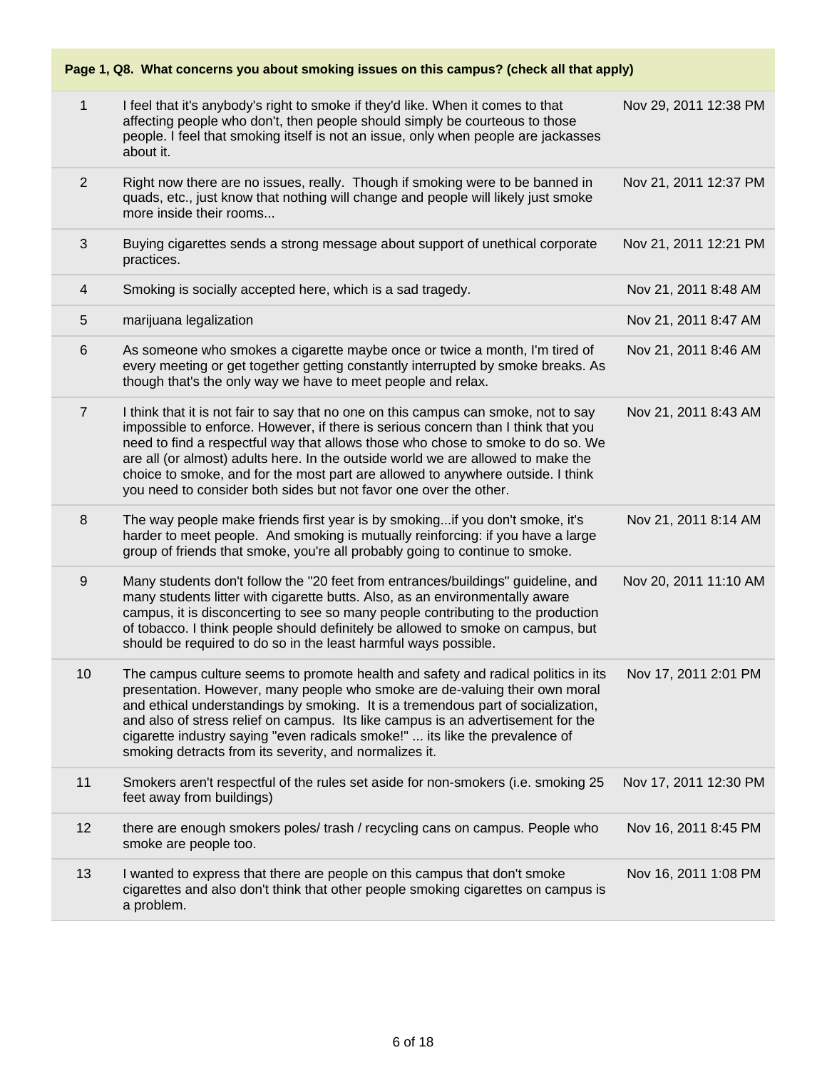**Page 1, Q8. What concerns you about smoking issues on this campus? (check all that apply)**

| # | Response | Date |
|---|---|---|
| 1 | I feel that it's anybody's right to smoke if they'd like. When it comes to that affecting people who don't, then people should simply be courteous to those people. I feel that smoking itself is not an issue, only when people are jackasses about it. | Nov 29, 2011 12:38 PM |
| 2 | Right now there are no issues, really. Though if smoking were to be banned in quads, etc., just know that nothing will change and people will likely just smoke more inside their rooms... | Nov 21, 2011 12:37 PM |
| 3 | Buying cigarettes sends a strong message about support of unethical corporate practices. | Nov 21, 2011 12:21 PM |
| 4 | Smoking is socially accepted here, which is a sad tragedy. | Nov 21, 2011 8:48 AM |
| 5 | marijuana legalization | Nov 21, 2011 8:47 AM |
| 6 | As someone who smokes a cigarette maybe once or twice a month, I'm tired of every meeting or get together getting constantly interrupted by smoke breaks. As though that's the only way we have to meet people and relax. | Nov 21, 2011 8:46 AM |
| 7 | I think that it is not fair to say that no one on this campus can smoke, not to say impossible to enforce. However, if there is serious concern than I think that you need to find a respectful way that allows those who chose to smoke to do so. We are all (or almost) adults here. In the outside world we are allowed to make the choice to smoke, and for the most part are allowed to anywhere outside. I think you need to consider both sides but not favor one over the other. | Nov 21, 2011 8:43 AM |
| 8 | The way people make friends first year is by smoking...if you don't smoke, it's harder to meet people. And smoking is mutually reinforcing: if you have a large group of friends that smoke, you're all probably going to continue to smoke. | Nov 21, 2011 8:14 AM |
| 9 | Many students don't follow the "20 feet from entrances/buildings" guideline, and many students litter with cigarette butts. Also, as an environmentally aware campus, it is disconcerting to see so many people contributing to the production of tobacco. I think people should definitely be allowed to smoke on campus, but should be required to do so in the least harmful ways possible. | Nov 20, 2011 11:10 AM |
| 10 | The campus culture seems to promote health and safety and radical politics in its presentation. However, many people who smoke are de-valuing their own moral and ethical understandings by smoking. It is a tremendous part of socialization, and also of stress relief on campus. Its like campus is an advertisement for the cigarette industry saying "even radicals smoke!" ... its like the prevalence of smoking detracts from its severity, and normalizes it. | Nov 17, 2011 2:01 PM |
| 11 | Smokers aren't respectful of the rules set aside for non-smokers (i.e. smoking 25 feet away from buildings) | Nov 17, 2011 12:30 PM |
| 12 | there are enough smokers poles/ trash / recycling cans on campus. People who smoke are people too. | Nov 16, 2011 8:45 PM |
| 13 | I wanted to express that there are people on this campus that don't smoke cigarettes and also don't think that other people smoking cigarettes on campus is a problem. | Nov 16, 2011 1:08 PM |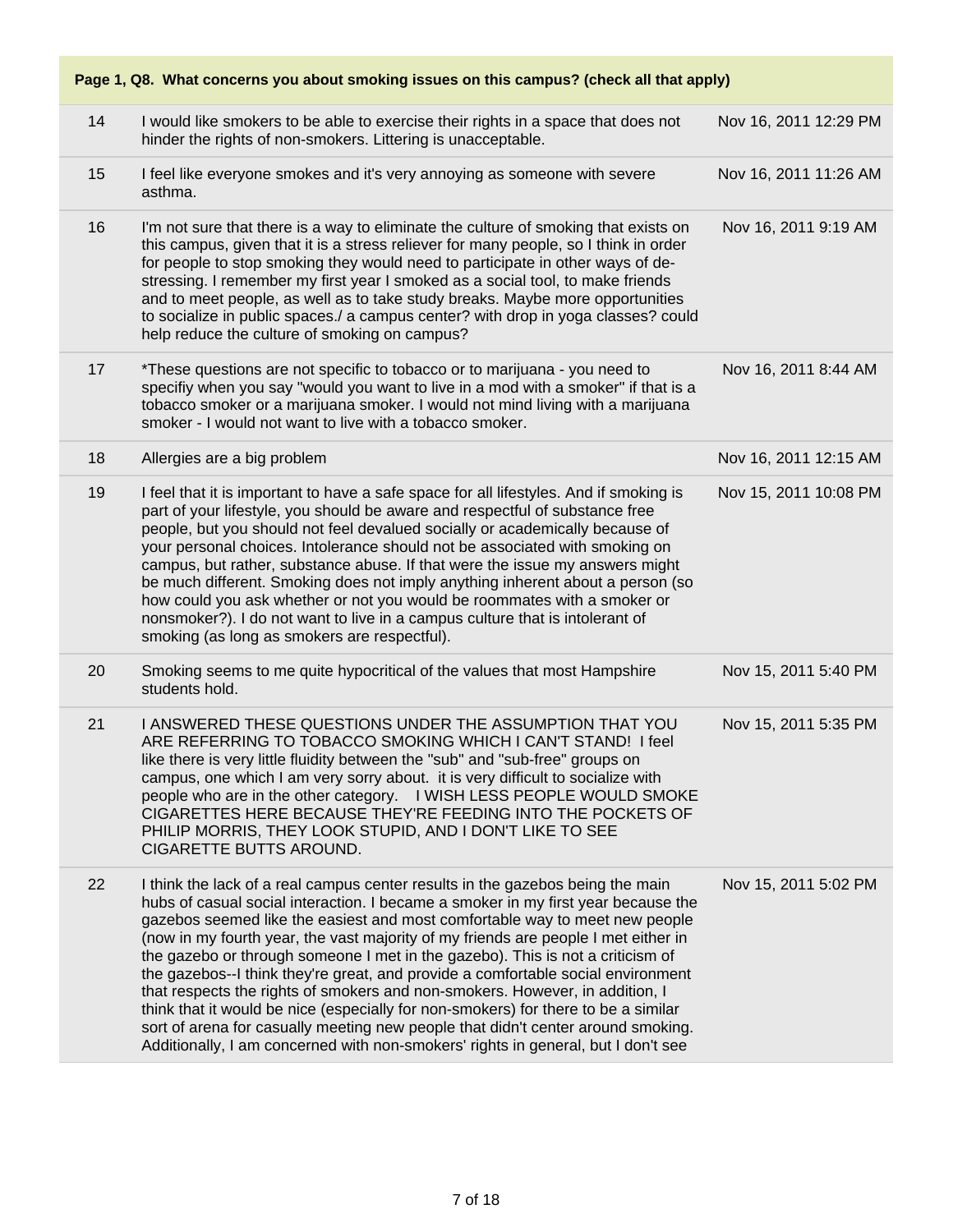| Page 1, Q8. What concerns you about smoking issues on this campus? (check all that apply) | | |
|---|---|---|
| 14 | I would like smokers to be able to exercise their rights in a space that does not hinder the rights of non-smokers. Littering is unacceptable. | Nov 16, 2011 12:29 PM |
| 15 | I feel like everyone smokes and it's very annoying as someone with severe asthma. | Nov 16, 2011 11:26 AM |
| 16 | I'm not sure that there is a way to eliminate the culture of smoking that exists on this campus, given that it is a stress reliever for many people, so I think in order for people to stop smoking they would need to participate in other ways of de-stressing. I remember my first year I smoked as a social tool, to make friends and to meet people, as well as to take study breaks. Maybe more opportunities to socialize in public spaces./ a campus center? with drop in yoga classes? could help reduce the culture of smoking on campus? | Nov 16, 2011 9:19 AM |
| 17 | *These questions are not specific to tobacco or to marijuana - you need to specifiy when you say "would you want to live in a mod with a smoker" if that is a tobacco smoker or a marijuana smoker. I would not mind living with a marijuana smoker - I would not want to live with a tobacco smoker. | Nov 16, 2011 8:44 AM |
| 18 | Allergies are a big problem | Nov 16, 2011 12:15 AM |
| 19 | I feel that it is important to have a safe space for all lifestyles. And if smoking is part of your lifestyle, you should be aware and respectful of substance free people, but you should not feel devalued socially or academically because of your personal choices. Intolerance should not be associated with smoking on campus, but rather, substance abuse. If that were the issue my answers might be much different. Smoking does not imply anything inherent about a person (so how could you ask whether or not you would be roommates with a smoker or nonsmoker?). I do not want to live in a campus culture that is intolerant of smoking (as long as smokers are respectful). | Nov 15, 2011 10:08 PM |
| 20 | Smoking seems to me quite hypocritical of the values that most Hampshire students hold. | Nov 15, 2011 5:40 PM |
| 21 | I ANSWERED THESE QUESTIONS UNDER THE ASSUMPTION THAT YOU ARE REFERRING TO TOBACCO SMOKING WHICH I CAN'T STAND! I feel like there is very little fluidity between the "sub" and "sub-free" groups on campus, one which I am very sorry about. it is very difficult to socialize with people who are in the other category. I WISH LESS PEOPLE WOULD SMOKE CIGARETTES HERE BECAUSE THEY'RE FEEDING INTO THE POCKETS OF PHILIP MORRIS, THEY LOOK STUPID, AND I DON'T LIKE TO SEE CIGARETTE BUTTS AROUND. | Nov 15, 2011 5:35 PM |
| 22 | I think the lack of a real campus center results in the gazebos being the main hubs of casual social interaction. I became a smoker in my first year because the gazebos seemed like the easiest and most comfortable way to meet new people (now in my fourth year, the vast majority of my friends are people I met either in the gazebo or through someone I met in the gazebo). This is not a criticism of the gazebos--I think they're great, and provide a comfortable social environment that respects the rights of smokers and non-smokers. However, in addition, I think that it would be nice (especially for non-smokers) for there to be a similar sort of arena for casually meeting new people that didn't center around smoking. Additionally, I am concerned with non-smokers' rights in general, but I don't see | Nov 15, 2011 5:02 PM |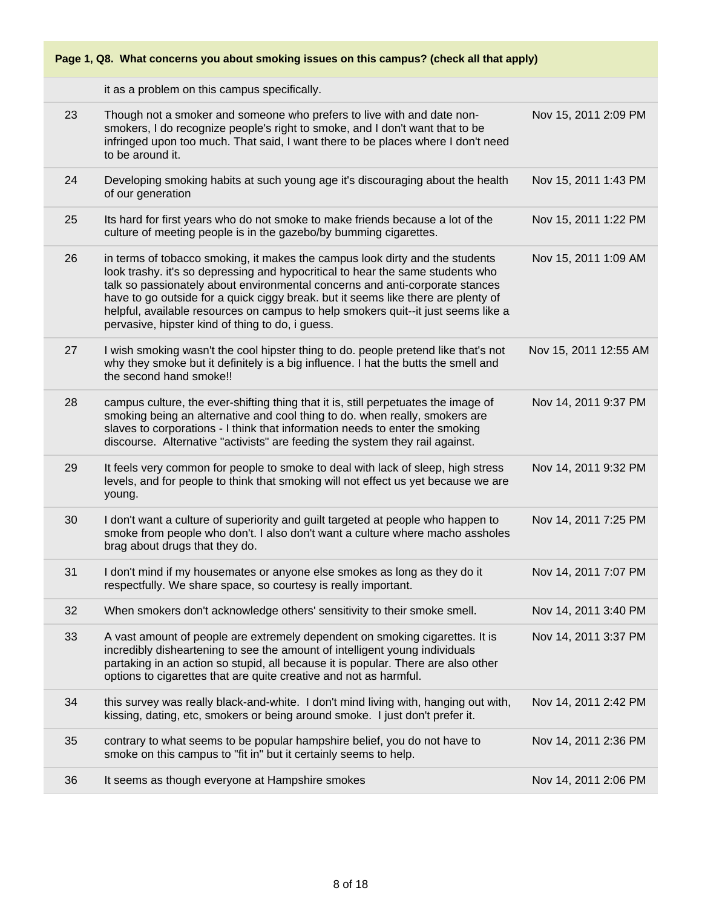**Page 1, Q8. What concerns you about smoking issues on this campus? (check all that apply)**

| | | |
|---|---|---|
| | it as a problem on this campus specifically. | |
| 23 | Though not a smoker and someone who prefers to live with and date non-smokers, I do recognize people's right to smoke, and I don't want that to be infringed upon too much. That said, I want there to be places where I don't need to be around it. | Nov 15, 2011 2:09 PM |
| 24 | Developing smoking habits at such young age it's discouraging about the health of our generation | Nov 15, 2011 1:43 PM |
| 25 | Its hard for first years who do not smoke to make friends because a lot of the culture of meeting people is in the gazebo/by bumming cigarettes. | Nov 15, 2011 1:22 PM |
| 26 | in terms of tobacco smoking, it makes the campus look dirty and the students look trashy. it's so depressing and hypocritical to hear the same students who talk so passionately about environmental concerns and anti-corporate stances have to go outside for a quick ciggy break. but it seems like there are plenty of helpful, available resources on campus to help smokers quit--it just seems like a pervasive, hipster kind of thing to do, i guess. | Nov 15, 2011 1:09 AM |
| 27 | I wish smoking wasn't the cool hipster thing to do. people pretend like that's not why they smoke but it definitely is a big influence. I hat the butts the smell and the second hand smoke!! | Nov 15, 2011 12:55 AM |
| 28 | campus culture, the ever-shifting thing that it is, still perpetuates the image of smoking being an alternative and cool thing to do. when really, smokers are slaves to corporations - I think that information needs to enter the smoking discourse. Alternative "activists" are feeding the system they rail against. | Nov 14, 2011 9:37 PM |
| 29 | It feels very common for people to smoke to deal with lack of sleep, high stress levels, and for people to think that smoking will not effect us yet because we are young. | Nov 14, 2011 9:32 PM |
| 30 | I don't want a culture of superiority and guilt targeted at people who happen to smoke from people who don't. I also don't want a culture where macho assholes brag about drugs that they do. | Nov 14, 2011 7:25 PM |
| 31 | I don't mind if my housemates or anyone else smokes as long as they do it respectfully. We share space, so courtesy is really important. | Nov 14, 2011 7:07 PM |
| 32 | When smokers don't acknowledge others' sensitivity to their smoke smell. | Nov 14, 2011 3:40 PM |
| 33 | A vast amount of people are extremely dependent on smoking cigarettes. It is incredibly disheartening to see the amount of intelligent young individuals partaking in an action so stupid, all because it is popular. There are also other options to cigarettes that are quite creative and not as harmful. | Nov 14, 2011 3:37 PM |
| 34 | this survey was really black-and-white. I don't mind living with, hanging out with, kissing, dating, etc, smokers or being around smoke. I just don't prefer it. | Nov 14, 2011 2:42 PM |
| 35 | contrary to what seems to be popular hampshire belief, you do not have to smoke on this campus to "fit in" but it certainly seems to help. | Nov 14, 2011 2:36 PM |
| 36 | It seems as though everyone at Hampshire smokes | Nov 14, 2011 2:06 PM |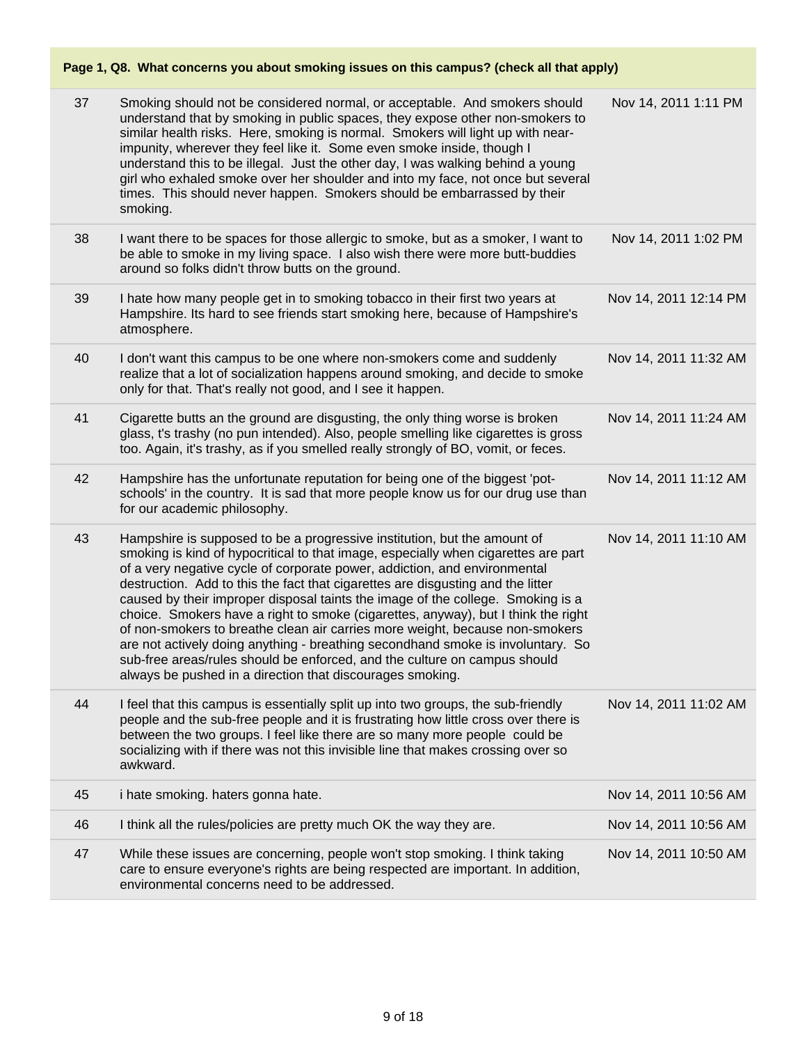| Page 1, Q8. What concerns you about smoking issues on this campus? (check all that apply) | | |
|---|---|---|
| 37 | Smoking should not be considered normal, or acceptable. And smokers should understand that by smoking in public spaces, they expose other non-smokers to similar health risks. Here, smoking is normal. Smokers will light up with near-impunity, wherever they feel like it. Some even smoke inside, though I understand this to be illegal. Just the other day, I was walking behind a young girl who exhaled smoke over her shoulder and into my face, not once but several times. This should never happen. Smokers should be embarrassed by their smoking. | Nov 14, 2011 1:11 PM |
| 38 | I want there to be spaces for those allergic to smoke, but as a smoker, I want to be able to smoke in my living space. I also wish there were more butt-buddies around so folks didn't throw butts on the ground. | Nov 14, 2011 1:02 PM |
| 39 | I hate how many people get in to smoking tobacco in their first two years at Hampshire. Its hard to see friends start smoking here, because of Hampshire's atmosphere. | Nov 14, 2011 12:14 PM |
| 40 | I don't want this campus to be one where non-smokers come and suddenly realize that a lot of socialization happens around smoking, and decide to smoke only for that. That's really not good, and I see it happen. | Nov 14, 2011 11:32 AM |
| 41 | Cigarette butts an the ground are disgusting, the only thing worse is broken glass, t's trashy (no pun intended). Also, people smelling like cigarettes is gross too. Again, it's trashy, as if you smelled really strongly of BO, vomit, or feces. | Nov 14, 2011 11:24 AM |
| 42 | Hampshire has the unfortunate reputation for being one of the biggest 'pot-schools' in the country. It is sad that more people know us for our drug use than for our academic philosophy. | Nov 14, 2011 11:12 AM |
| 43 | Hampshire is supposed to be a progressive institution, but the amount of smoking is kind of hypocritical to that image, especially when cigarettes are part of a very negative cycle of corporate power, addiction, and environmental destruction. Add to this the fact that cigarettes are disgusting and the litter caused by their improper disposal taints the image of the college. Smoking is a choice. Smokers have a right to smoke (cigarettes, anyway), but I think the right of non-smokers to breathe clean air carries more weight, because non-smokers are not actively doing anything - breathing secondhand smoke is involuntary. So sub-free areas/rules should be enforced, and the culture on campus should always be pushed in a direction that discourages smoking. | Nov 14, 2011 11:10 AM |
| 44 | I feel that this campus is essentially split up into two groups, the sub-friendly people and the sub-free people and it is frustrating how little cross over there is between the two groups. I feel like there are so many more people could be socializing with if there was not this invisible line that makes crossing over so awkward. | Nov 14, 2011 11:02 AM |
| 45 | i hate smoking. haters gonna hate. | Nov 14, 2011 10:56 AM |
| 46 | I think all the rules/policies are pretty much OK the way they are. | Nov 14, 2011 10:56 AM |
| 47 | While these issues are concerning, people won't stop smoking. I think taking care to ensure everyone's rights are being respected are important. In addition, environmental concerns need to be addressed. | Nov 14, 2011 10:50 AM |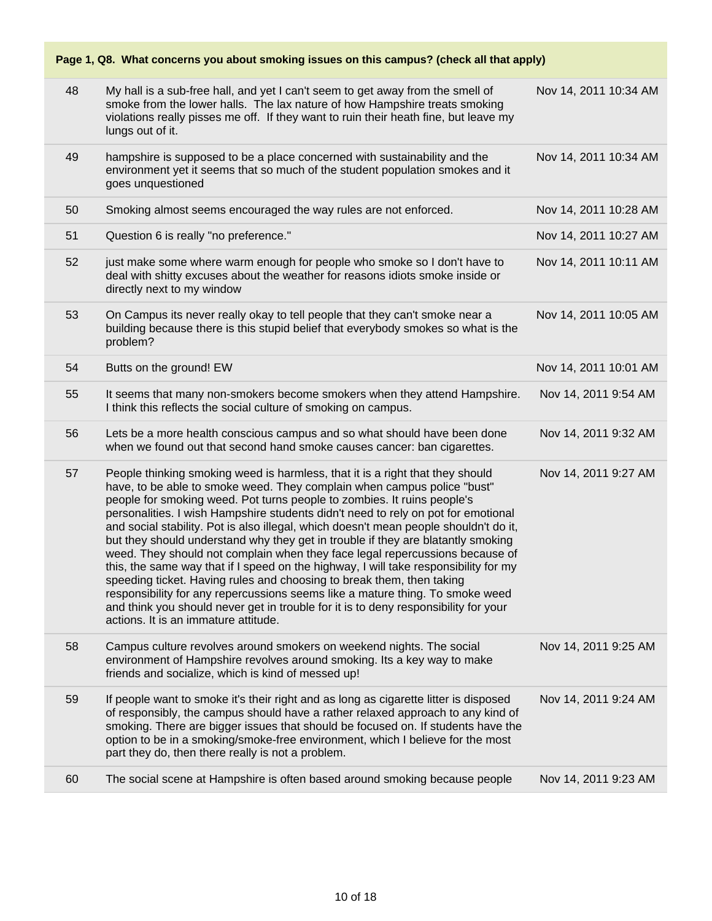**Page 1, Q8. What concerns you about smoking issues on this campus? (check all that apply)**

| | | |
|---|---|---|
| 48 | My hall is a sub-free hall, and yet I can't seem to get away from the smell of smoke from the lower halls. The lax nature of how Hampshire treats smoking violations really pisses me off. If they want to ruin their heath fine, but leave my lungs out of it. | Nov 14, 2011 10:34 AM |
| 49 | hampshire is supposed to be a place concerned with sustainability and the environment yet it seems that so much of the student population smokes and it goes unquestioned | Nov 14, 2011 10:34 AM |
| 50 | Smoking almost seems encouraged the way rules are not enforced. | Nov 14, 2011 10:28 AM |
| 51 | Question 6 is really "no preference." | Nov 14, 2011 10:27 AM |
| 52 | just make some where warm enough for people who smoke so I don't have to deal with shitty excuses about the weather for reasons idiots smoke inside or directly next to my window | Nov 14, 2011 10:11 AM |
| 53 | On Campus its never really okay to tell people that they can't smoke near a building because there is this stupid belief that everybody smokes so what is the problem? | Nov 14, 2011 10:05 AM |
| 54 | Butts on the ground! EW | Nov 14, 2011 10:01 AM |
| 55 | It seems that many non-smokers become smokers when they attend Hampshire. I think this reflects the social culture of smoking on campus. | Nov 14, 2011 9:54 AM |
| 56 | Lets be a more health conscious campus and so what should have been done when we found out that second hand smoke causes cancer: ban cigarettes. | Nov 14, 2011 9:32 AM |
| 57 | People thinking smoking weed is harmless, that it is a right that they should have, to be able to smoke weed. They complain when campus police "bust" people for smoking weed. Pot turns people to zombies. It ruins people's personalities. I wish Hampshire students didn't need to rely on pot for emotional and social stability. Pot is also illegal, which doesn't mean people shouldn't do it, but they should understand why they get in trouble if they are blatantly smoking weed. They should not complain when they face legal repercussions because of this, the same way that if I speed on the highway, I will take responsibility for my speeding ticket. Having rules and choosing to break them, then taking responsibility for any repercussions seems like a mature thing. To smoke weed and think you should never get in trouble for it is to deny responsibility for your actions. It is an immature attitude. | Nov 14, 2011 9:27 AM |
| 58 | Campus culture revolves around smokers on weekend nights. The social environment of Hampshire revolves around smoking. Its a key way to make friends and socialize, which is kind of messed up! | Nov 14, 2011 9:25 AM |
| 59 | If people want to smoke it's their right and as long as cigarette litter is disposed of responsibly, the campus should have a rather relaxed approach to any kind of smoking. There are bigger issues that should be focused on. If students have the option to be in a smoking/smoke-free environment, which I believe for the most part they do, then there really is not a problem. | Nov 14, 2011 9:24 AM |
| 60 | The social scene at Hampshire is often based around smoking because people | Nov 14, 2011 9:23 AM |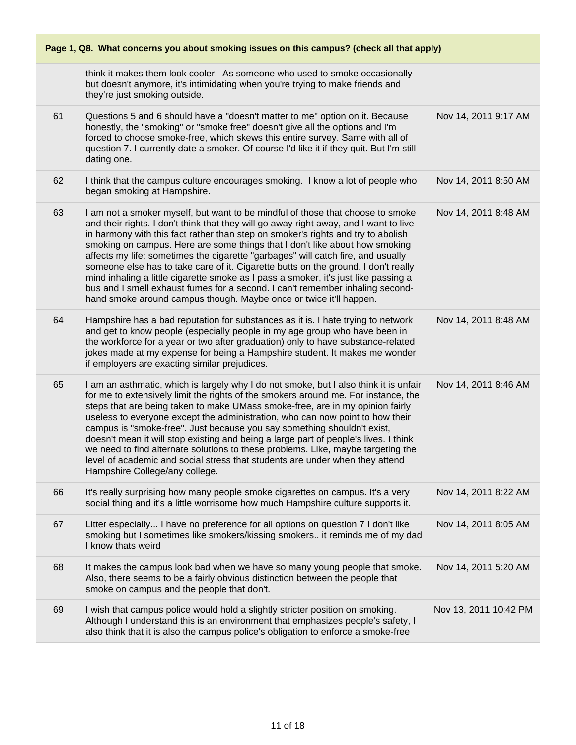| Page 1, Q8. What concerns you about smoking issues on this campus? (check all that apply) | | |
|---|---|---|
| | think it makes them look cooler. As someone who used to smoke occasionally but doesn't anymore, it's intimidating when you're trying to make friends and they're just smoking outside. | |
| 61 | Questions 5 and 6 should have a "doesn't matter to me" option on it. Because honestly, the "smoking" or "smoke free" doesn't give all the options and I'm forced to choose smoke-free, which skews this entire survey. Same with all of question 7. I currently date a smoker. Of course I'd like it if they quit. But I'm still dating one. | Nov 14, 2011 9:17 AM |
| 62 | I think that the campus culture encourages smoking. I know a lot of people who began smoking at Hampshire. | Nov 14, 2011 8:50 AM |
| 63 | I am not a smoker myself, but want to be mindful of those that choose to smoke and their rights. I don't think that they will go away right away, and I want to live in harmony with this fact rather than step on smoker's rights and try to abolish smoking on campus. Here are some things that I don't like about how smoking affects my life: sometimes the cigarette "garbages" will catch fire, and usually someone else has to take care of it. Cigarette butts on the ground. I don't really mind inhaling a little cigarette smoke as I pass a smoker, it's just like passing a bus and I smell exhaust fumes for a second. I can't remember inhaling second-hand smoke around campus though. Maybe once or twice it'll happen. | Nov 14, 2011 8:48 AM |
| 64 | Hampshire has a bad reputation for substances as it is. I hate trying to network and get to know people (especially people in my age group who have been in the workforce for a year or two after graduation) only to have substance-related jokes made at my expense for being a Hampshire student. It makes me wonder if employers are exacting similar prejudices. | Nov 14, 2011 8:48 AM |
| 65 | I am an asthmatic, which is largely why I do not smoke, but I also think it is unfair for me to extensively limit the rights of the smokers around me. For instance, the steps that are being taken to make UMass smoke-free, are in my opinion fairly useless to everyone except the administration, who can now point to how their campus is "smoke-free". Just because you say something shouldn't exist, doesn't mean it will stop existing and being a large part of people's lives. I think we need to find alternate solutions to these problems. Like, maybe targeting the level of academic and social stress that students are under when they attend Hampshire College/any college. | Nov 14, 2011 8:46 AM |
| 66 | It's really surprising how many people smoke cigarettes on campus. It's a very social thing and it's a little worrisome how much Hampshire culture supports it. | Nov 14, 2011 8:22 AM |
| 67 | Litter especially... I have no preference for all options on question 7 I don't like smoking but I sometimes like smokers/kissing smokers.. it reminds me of my dad I know thats weird | Nov 14, 2011 8:05 AM |
| 68 | It makes the campus look bad when we have so many young people that smoke. Also, there seems to be a fairly obvious distinction between the people that smoke on campus and the people that don't. | Nov 14, 2011 5:20 AM |
| 69 | I wish that campus police would hold a slightly stricter position on smoking. Although I understand this is an environment that emphasizes people's safety, I also think that it is also the campus police's obligation to enforce a smoke-free | Nov 13, 2011 10:42 PM |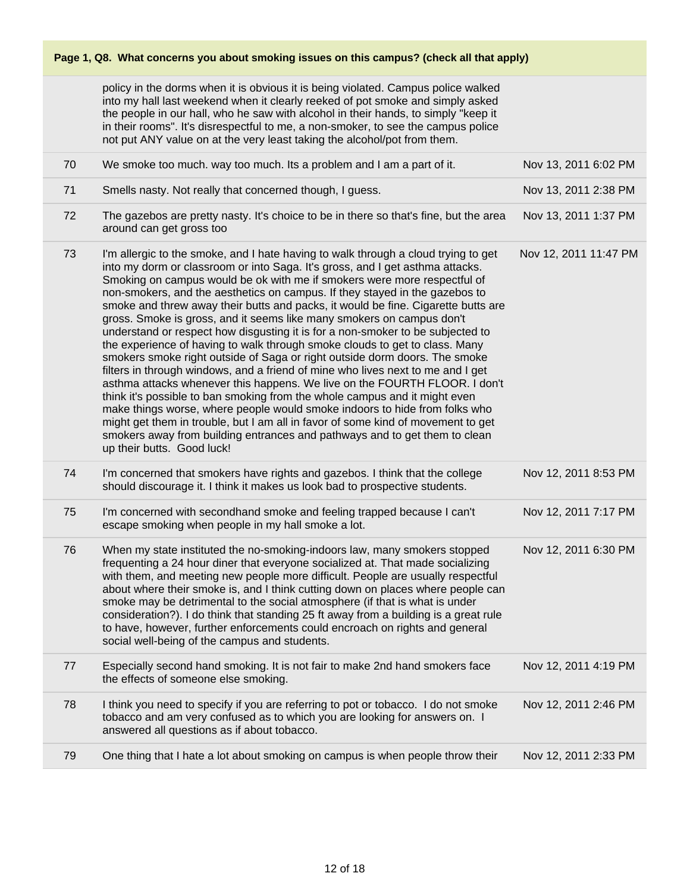## Page 1, Q8. What concerns you about smoking issues on this campus? (check all that apply)

| | | |
|---|---|---|
| | policy in the dorms when it is obvious it is being violated. Campus police walked into my hall last weekend when it clearly reeked of pot smoke and simply asked the people in our hall, who he saw with alcohol in their hands, to simply "keep it in their rooms". It's disrespectful to me, a non-smoker, to see the campus police not put ANY value on at the very least taking the alcohol/pot from them. | |
| 70 | We smoke too much. way too much. Its a problem and I am a part of it. | Nov 13, 2011 6:02 PM |
| 71 | Smells nasty. Not really that concerned though, I guess. | Nov 13, 2011 2:38 PM |
| 72 | The gazebos are pretty nasty. It's choice to be in there so that's fine, but the area around can get gross too | Nov 13, 2011 1:37 PM |
| 73 | I'm allergic to the smoke, and I hate having to walk through a cloud trying to get into my dorm or classroom or into Saga. It's gross, and I get asthma attacks. Smoking on campus would be ok with me if smokers were more respectful of non-smokers, and the aesthetics on campus. If they stayed in the gazebos to smoke and threw away their butts and packs, it would be fine. Cigarette butts are gross. Smoke is gross, and it seems like many smokers on campus don't understand or respect how disgusting it is for a non-smoker to be subjected to the experience of having to walk through smoke clouds to get to class. Many smokers smoke right outside of Saga or right outside dorm doors. The smoke filters in through windows, and a friend of mine who lives next to me and I get asthma attacks whenever this happens. We live on the FOURTH FLOOR. I don't think it's possible to ban smoking from the whole campus and it might even make things worse, where people would smoke indoors to hide from folks who might get them in trouble, but I am all in favor of some kind of movement to get smokers away from building entrances and pathways and to get them to clean up their butts. Good luck! | Nov 12, 2011 11:47 PM |
| 74 | I'm concerned that smokers have rights and gazebos. I think that the college should discourage it. I think it makes us look bad to prospective students. | Nov 12, 2011 8:53 PM |
| 75 | I'm concerned with secondhand smoke and feeling trapped because I can't escape smoking when people in my hall smoke a lot. | Nov 12, 2011 7:17 PM |
| 76 | When my state instituted the no-smoking-indoors law, many smokers stopped frequenting a 24 hour diner that everyone socialized at. That made socializing with them, and meeting new people more difficult. People are usually respectful about where their smoke is, and I think cutting down on places where people can smoke may be detrimental to the social atmosphere (if that is what is under consideration?). I do think that standing 25 ft away from a building is a great rule to have, however, further enforcements could encroach on rights and general social well-being of the campus and students. | Nov 12, 2011 6:30 PM |
| 77 | Especially second hand smoking. It is not fair to make 2nd hand smokers face the effects of someone else smoking. | Nov 12, 2011 4:19 PM |
| 78 | I think you need to specify if you are referring to pot or tobacco. I do not smoke tobacco and am very confused as to which you are looking for answers on. I answered all questions as if about tobacco. | Nov 12, 2011 2:46 PM |
| 79 | One thing that I hate a lot about smoking on campus is when people throw their | Nov 12, 2011 2:33 PM |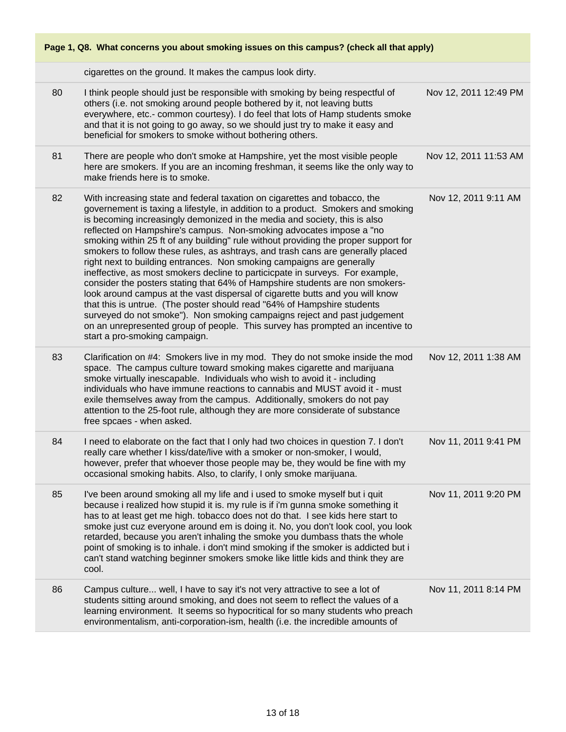**Page 1, Q8. What concerns you about smoking issues on this campus? (check all that apply)**

| | | |
|---|---|---|
| | cigarettes on the ground. It makes the campus look dirty. | |
| 80 | I think people should just be responsible with smoking by being respectful of others (i.e. not smoking around people bothered by it, not leaving butts everywhere, etc.- common courtesy). I do feel that lots of Hamp students smoke and that it is not going to go away, so we should just try to make it easy and beneficial for smokers to smoke without bothering others. | Nov 12, 2011 12:49 PM |
| 81 | There are people who don't smoke at Hampshire, yet the most visible people here are smokers. If you are an incoming freshman, it seems like the only way to make friends here is to smoke. | Nov 12, 2011 11:53 AM |
| 82 | With increasing state and federal taxation on cigarettes and tobacco, the governement is taxing a lifestyle, in addition to a product. Smokers and smoking is becoming increasingly demonized in the media and society, this is also reflected on Hampshire's campus. Non-smoking advocates impose a "no smoking within 25 ft of any building" rule without providing the proper support for smokers to follow these rules, as ashtrays, and trash cans are generally placed right next to building entrances. Non smoking campaigns are generally ineffective, as most smokers decline to particicpate in surveys. For example, consider the posters stating that 64% of Hampshire students are non smokers- look around campus at the vast dispersal of cigarette butts and you will know that this is untrue. (The poster should read "64% of Hampshire students surveyed do not smoke"). Non smoking campaigns reject and past judgement on an unrepresented group of people. This survey has prompted an incentive to start a pro-smoking campaign. | Nov 12, 2011 9:11 AM |
| 83 | Clarification on #4: Smokers live in my mod. They do not smoke inside the mod space. The campus culture toward smoking makes cigarette and marijuana smoke virtually inescapable. Individuals who wish to avoid it - including individuals who have immune reactions to cannabis and MUST avoid it - must exile themselves away from the campus. Additionally, smokers do not pay attention to the 25-foot rule, although they are more considerate of substance free spcaes - when asked. | Nov 12, 2011 1:38 AM |
| 84 | I need to elaborate on the fact that I only had two choices in question 7. I don't really care whether I kiss/date/live with a smoker or non-smoker, I would, however, prefer that whoever those people may be, they would be fine with my occasional smoking habits. Also, to clarify, I only smoke marijuana. | Nov 11, 2011 9:41 PM |
| 85 | I've been around smoking all my life and i used to smoke myself but i quit because i realized how stupid it is. my rule is if i'm gunna smoke something it has to at least get me high. tobacco does not do that. I see kids here start to smoke just cuz everyone around em is doing it. No, you don't look cool, you look retarded, because you aren't inhaling the smoke you dumbass thats the whole point of smoking is to inhale. i don't mind smoking if the smoker is addicted but i can't stand watching beginner smokers smoke like little kids and think they are cool. | Nov 11, 2011 9:20 PM |
| 86 | Campus culture... well, I have to say it's not very attractive to see a lot of students sitting around smoking, and does not seem to reflect the values of a learning environment. It seems so hypocritical for so many students who preach environmentalism, anti-corporation-ism, health (i.e. the incredible amounts of | Nov 11, 2011 8:14 PM |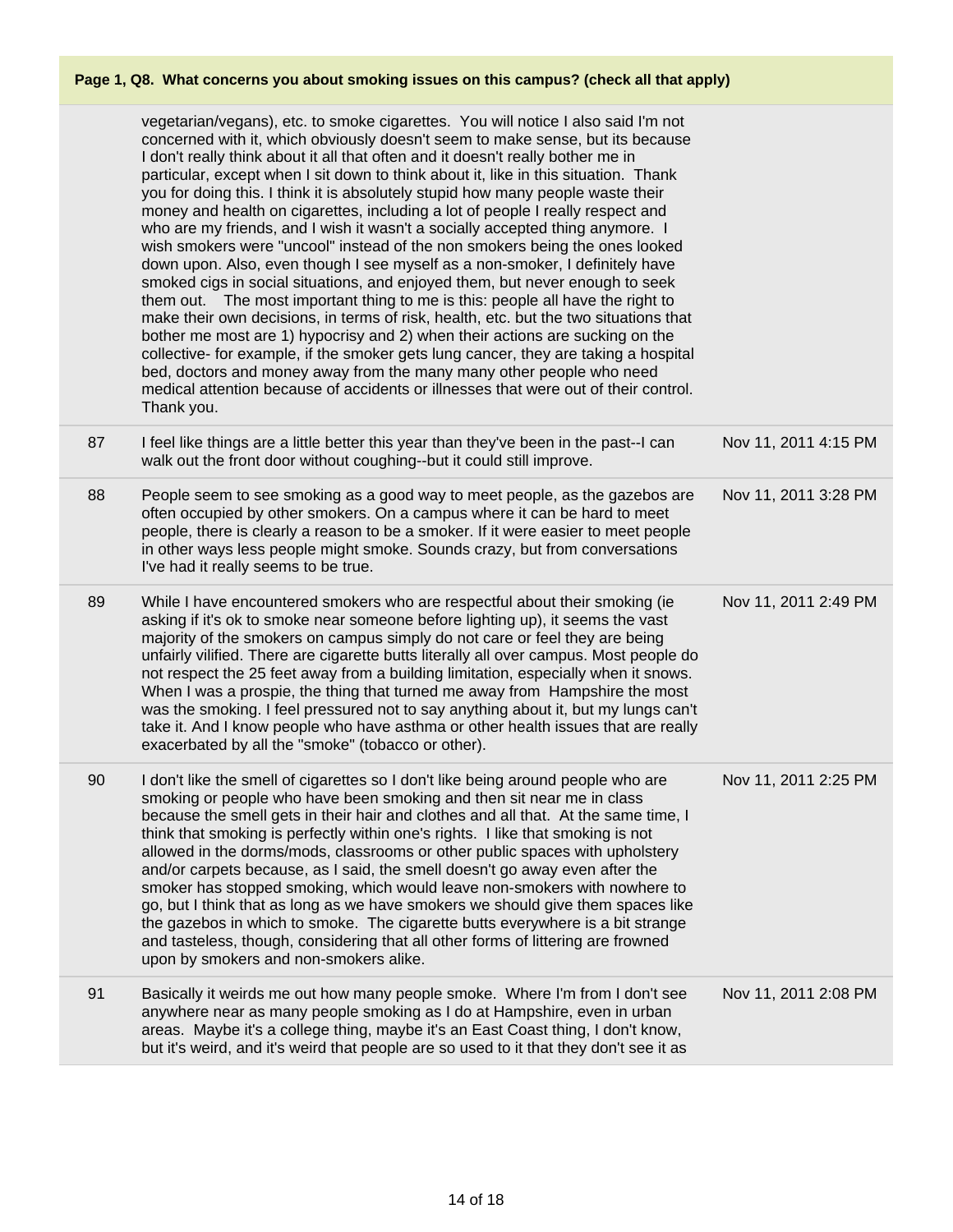## Page 1, Q8. What concerns you about smoking issues on this campus? (check all that apply)

| | | |
|---|---|---|
| | vegetarian/vegans), etc. to smoke cigarettes. You will notice I also said I'm not concerned with it, which obviously doesn't seem to make sense, but its because I don't really think about it all that often and it doesn't really bother me in particular, except when I sit down to think about it, like in this situation. Thank you for doing this. I think it is absolutely stupid how many people waste their money and health on cigarettes, including a lot of people I really respect and who are my friends, and I wish it wasn't a socially accepted thing anymore. I wish smokers were "uncool" instead of the non smokers being the ones looked down upon. Also, even though I see myself as a non-smoker, I definitely have smoked cigs in social situations, and enjoyed them, but never enough to seek them out. The most important thing to me is this: people all have the right to make their own decisions, in terms of risk, health, etc. but the two situations that bother me most are 1) hypocrisy and 2) when their actions are sucking on the collective- for example, if the smoker gets lung cancer, they are taking a hospital bed, doctors and money away from the many many other people who need medical attention because of accidents or illnesses that were out of their control. Thank you. | |
| 87 | I feel like things are a little better this year than they've been in the past--I can walk out the front door without coughing--but it could still improve. | Nov 11, 2011 4:15 PM |
| 88 | People seem to see smoking as a good way to meet people, as the gazebos are often occupied by other smokers. On a campus where it can be hard to meet people, there is clearly a reason to be a smoker. If it were easier to meet people in other ways less people might smoke. Sounds crazy, but from conversations I've had it really seems to be true. | Nov 11, 2011 3:28 PM |
| 89 | While I have encountered smokers who are respectful about their smoking (ie asking if it's ok to smoke near someone before lighting up), it seems the vast majority of the smokers on campus simply do not care or feel they are being unfairly vilified. There are cigarette butts literally all over campus. Most people do not respect the 25 feet away from a building limitation, especially when it snows. When I was a prospie, the thing that turned me away from Hampshire the most was the smoking. I feel pressured not to say anything about it, but my lungs can't take it. And I know people who have asthma or other health issues that are really exacerbated by all the "smoke" (tobacco or other). | Nov 11, 2011 2:49 PM |
| 90 | I don't like the smell of cigarettes so I don't like being around people who are smoking or people who have been smoking and then sit near me in class because the smell gets in their hair and clothes and all that. At the same time, I think that smoking is perfectly within one's rights. I like that smoking is not allowed in the dorms/mods, classrooms or other public spaces with upholstery and/or carpets because, as I said, the smell doesn't go away even after the smoker has stopped smoking, which would leave non-smokers with nowhere to go, but I think that as long as we have smokers we should give them spaces like the gazebos in which to smoke. The cigarette butts everywhere is a bit strange and tasteless, though, considering that all other forms of littering are frowned upon by smokers and non-smokers alike. | Nov 11, 2011 2:25 PM |
| 91 | Basically it weirds me out how many people smoke. Where I'm from I don't see anywhere near as many people smoking as I do at Hampshire, even in urban areas. Maybe it's a college thing, maybe it's an East Coast thing, I don't know, but it's weird, and it's weird that people are so used to it that they don't see it as | Nov 11, 2011 2:08 PM |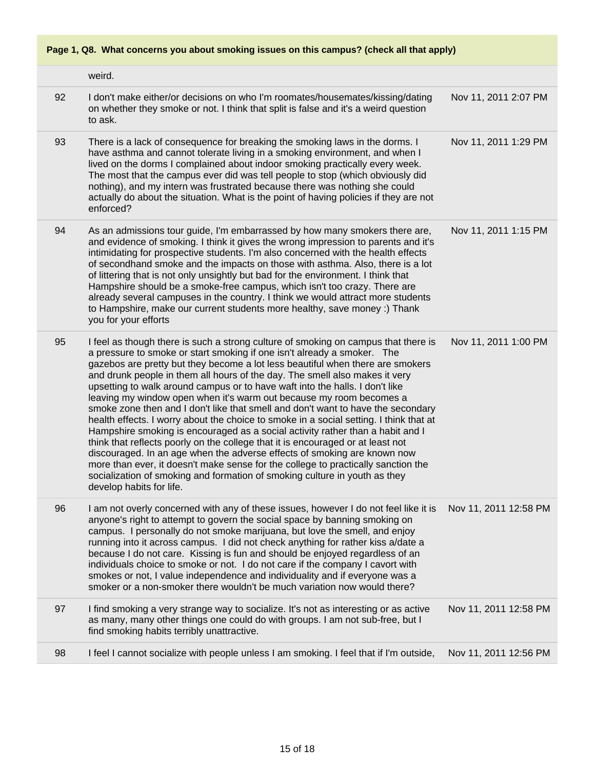**Page 1, Q8. What concerns you about smoking issues on this campus? (check all that apply)**

| | | |
|---|---|---|
| | weird. | |
| 92 | I don't make either/or decisions on who I'm roomates/housemates/kissing/dating on whether they smoke or not. I think that split is false and it's a weird question to ask. | Nov 11, 2011 2:07 PM |
| 93 | There is a lack of consequence for breaking the smoking laws in the dorms. I have asthma and cannot tolerate living in a smoking environment, and when I lived on the dorms I complained about indoor smoking practically every week. The most that the campus ever did was tell people to stop (which obviously did nothing), and my intern was frustrated because there was nothing she could actually do about the situation. What is the point of having policies if they are not enforced? | Nov 11, 2011 1:29 PM |
| 94 | As an admissions tour guide, I'm embarrassed by how many smokers there are, and evidence of smoking. I think it gives the wrong impression to parents and it's intimidating for prospective students. I'm also concerned with the health effects of secondhand smoke and the impacts on those with asthma. Also, there is a lot of littering that is not only unsightly but bad for the environment. I think that Hampshire should be a smoke-free campus, which isn't too crazy. There are already several campuses in the country. I think we would attract more students to Hampshire, make our current students more healthy, save money :) Thank you for your efforts | Nov 11, 2011 1:15 PM |
| 95 | I feel as though there is such a strong culture of smoking on campus that there is a pressure to smoke or start smoking if one isn't already a smoker. The gazebos are pretty but they become a lot less beautiful when there are smokers and drunk people in them all hours of the day. The smell also makes it very upsetting to walk around campus or to have waft into the halls. I don't like leaving my window open when it's warm out because my room becomes a smoke zone then and I don't like that smell and don't want to have the secondary health effects. I worry about the choice to smoke in a social setting. I think that at Hampshire smoking is encouraged as a social activity rather than a habit and I think that reflects poorly on the college that it is encouraged or at least not discouraged. In an age when the adverse effects of smoking are known now more than ever, it doesn't make sense for the college to practically sanction the socialization of smoking and formation of smoking culture in youth as they develop habits for life. | Nov 11, 2011 1:00 PM |
| 96 | I am not overly concerned with any of these issues, however I do not feel like it is anyone's right to attempt to govern the social space by banning smoking on campus. I personally do not smoke marijuana, but love the smell, and enjoy running into it across campus. I did not check anything for rather kiss a/date a because I do not care. Kissing is fun and should be enjoyed regardless of an individuals choice to smoke or not. I do not care if the company I cavort with smokes or not, I value independence and individuality and if everyone was a smoker or a non-smoker there wouldn't be much variation now would there? | Nov 11, 2011 12:58 PM |
| 97 | I find smoking a very strange way to socialize. It's not as interesting or as active as many, many other things one could do with groups. I am not sub-free, but I find smoking habits terribly unattractive. | Nov 11, 2011 12:58 PM |
| 98 | I feel I cannot socialize with people unless I am smoking. I feel that if I'm outside, | Nov 11, 2011 12:56 PM |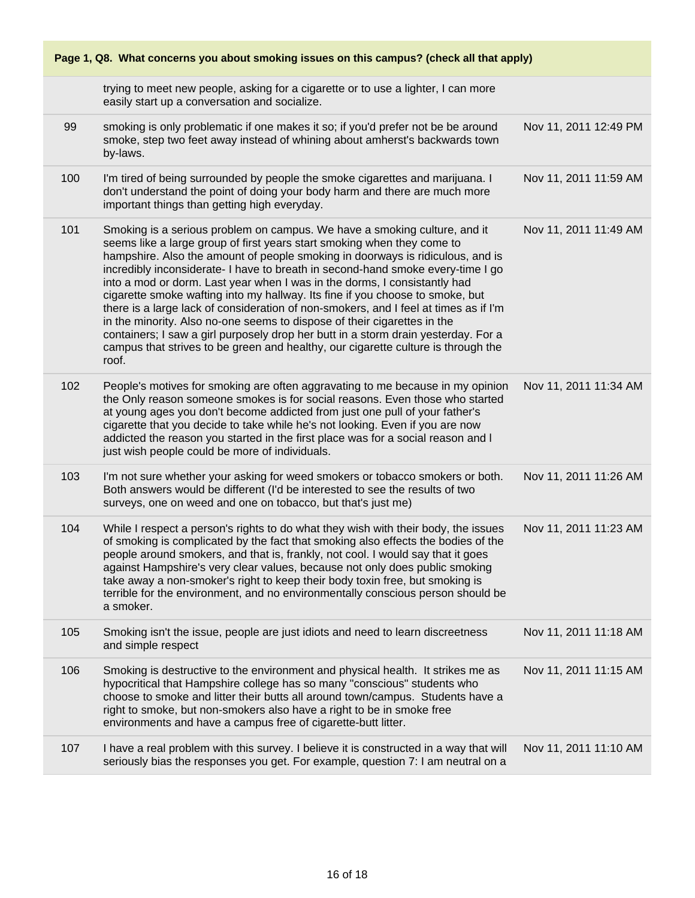| Page 1, Q8. What concerns you about smoking issues on this campus? (check all that apply) | | |
|---|---|---|
| | trying to meet new people, asking for a cigarette or to use a lighter, I can more easily start up a conversation and socialize. | |
| 99 | smoking is only problematic if one makes it so; if you'd prefer not be be around smoke, step two feet away instead of whining about amherst's backwards town by-laws. | Nov 11, 2011 12:49 PM |
| 100 | I'm tired of being surrounded by people the smoke cigarettes and marijuana. I don't understand the point of doing your body harm and there are much more important things than getting high everyday. | Nov 11, 2011 11:59 AM |
| 101 | Smoking is a serious problem on campus. We have a smoking culture, and it seems like a large group of first years start smoking when they come to hampshire. Also the amount of people smoking in doorways is ridiculous, and is incredibly inconsiderate- I have to breath in second-hand smoke every-time I go into a mod or dorm. Last year when I was in the dorms, I consistantly had cigarette smoke wafting into my hallway. Its fine if you choose to smoke, but there is a large lack of consideration of non-smokers, and I feel at times as if I'm in the minority. Also no-one seems to dispose of their cigarettes in the containers; I saw a girl purposely drop her butt in a storm drain yesterday. For a campus that strives to be green and healthy, our cigarette culture is through the roof. | Nov 11, 2011 11:49 AM |
| 102 | People's motives for smoking are often aggravating to me because in my opinion the Only reason someone smokes is for social reasons. Even those who started at young ages you don't become addicted from just one pull of your father's cigarette that you decide to take while he's not looking. Even if you are now addicted the reason you started in the first place was for a social reason and I just wish people could be more of individuals. | Nov 11, 2011 11:34 AM |
| 103 | I'm not sure whether your asking for weed smokers or tobacco smokers or both. Both answers would be different (I'd be interested to see the results of two surveys, one on weed and one on tobacco, but that's just me) | Nov 11, 2011 11:26 AM |
| 104 | While I respect a person's rights to do what they wish with their body, the issues of smoking is complicated by the fact that smoking also effects the bodies of the people around smokers, and that is, frankly, not cool. I would say that it goes against Hampshire's very clear values, because not only does public smoking take away a non-smoker's right to keep their body toxin free, but smoking is terrible for the environment, and no environmentally conscious person should be a smoker. | Nov 11, 2011 11:23 AM |
| 105 | Smoking isn't the issue, people are just idiots and need to learn discreetness and simple respect | Nov 11, 2011 11:18 AM |
| 106 | Smoking is destructive to the environment and physical health. It strikes me as hypocritical that Hampshire college has so many "conscious" students who choose to smoke and litter their butts all around town/campus. Students have a right to smoke, but non-smokers also have a right to be in smoke free environments and have a campus free of cigarette-butt litter. | Nov 11, 2011 11:15 AM |
| 107 | I have a real problem with this survey. I believe it is constructed in a way that will seriously bias the responses you get. For example, question 7: I am neutral on a | Nov 11, 2011 11:10 AM |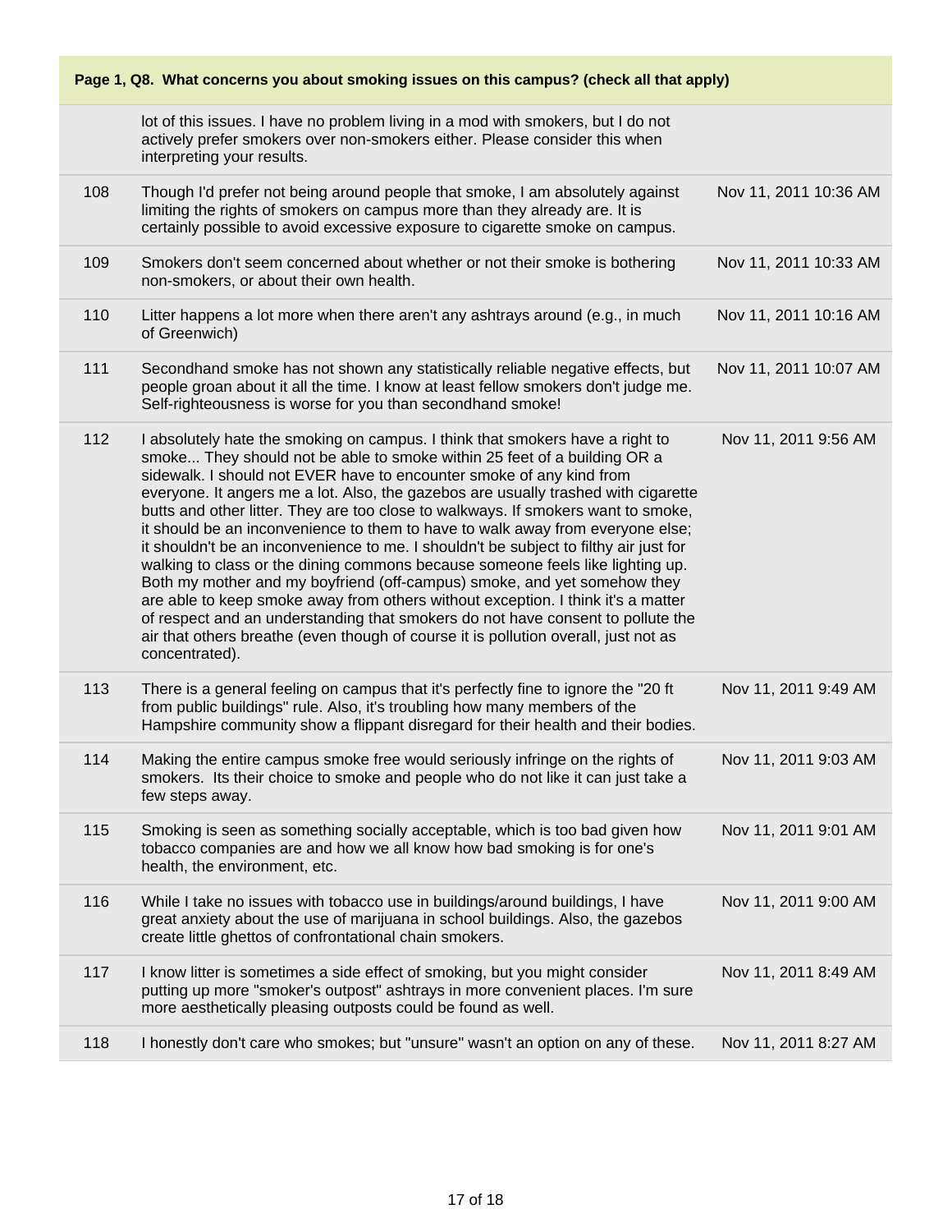## Page 1, Q8. What concerns you about smoking issues on this campus? (check all that apply)

| | | |
|---|---|---|
| | lot of this issues. I have no problem living in a mod with smokers, but I do not actively prefer smokers over non-smokers either. Please consider this when interpreting your results. | |
| 108 | Though I'd prefer not being around people that smoke, I am absolutely against limiting the rights of smokers on campus more than they already are. It is certainly possible to avoid excessive exposure to cigarette smoke on campus. | Nov 11, 2011 10:36 AM |
| 109 | Smokers don't seem concerned about whether or not their smoke is bothering non-smokers, or about their own health. | Nov 11, 2011 10:33 AM |
| 110 | Litter happens a lot more when there aren't any ashtrays around (e.g., in much of Greenwich) | Nov 11, 2011 10:16 AM |
| 111 | Secondhand smoke has not shown any statistically reliable negative effects, but people groan about it all the time. I know at least fellow smokers don't judge me. Self-righteousness is worse for you than secondhand smoke! | Nov 11, 2011 10:07 AM |
| 112 | I absolutely hate the smoking on campus. I think that smokers have a right to smoke... They should not be able to smoke within 25 feet of a building OR a sidewalk. I should not EVER have to encounter smoke of any kind from everyone. It angers me a lot. Also, the gazebos are usually trashed with cigarette butts and other litter. They are too close to walkways. If smokers want to smoke, it should be an inconvenience to them to have to walk away from everyone else; it shouldn't be an inconvenience to me. I shouldn't be subject to filthy air just for walking to class or the dining commons because someone feels like lighting up. Both my mother and my boyfriend (off-campus) smoke, and yet somehow they are able to keep smoke away from others without exception. I think it's a matter of respect and an understanding that smokers do not have consent to pollute the air that others breathe (even though of course it is pollution overall, just not as concentrated). | Nov 11, 2011 9:56 AM |
| 113 | There is a general feeling on campus that it's perfectly fine to ignore the "20 ft from public buildings" rule. Also, it's troubling how many members of the Hampshire community show a flippant disregard for their health and their bodies. | Nov 11, 2011 9:49 AM |
| 114 | Making the entire campus smoke free would seriously infringe on the rights of smokers. Its their choice to smoke and people who do not like it can just take a few steps away. | Nov 11, 2011 9:03 AM |
| 115 | Smoking is seen as something socially acceptable, which is too bad given how tobacco companies are and how we all know how bad smoking is for one's health, the environment, etc. | Nov 11, 2011 9:01 AM |
| 116 | While I take no issues with tobacco use in buildings/around buildings, I have great anxiety about the use of marijuana in school buildings. Also, the gazebos create little ghettos of confrontational chain smokers. | Nov 11, 2011 9:00 AM |
| 117 | I know litter is sometimes a side effect of smoking, but you might consider putting up more "smoker's outpost" ashtrays in more convenient places. I'm sure more aesthetically pleasing outposts could be found as well. | Nov 11, 2011 8:49 AM |
| 118 | I honestly don't care who smokes; but "unsure" wasn't an option on any of these. | Nov 11, 2011 8:27 AM |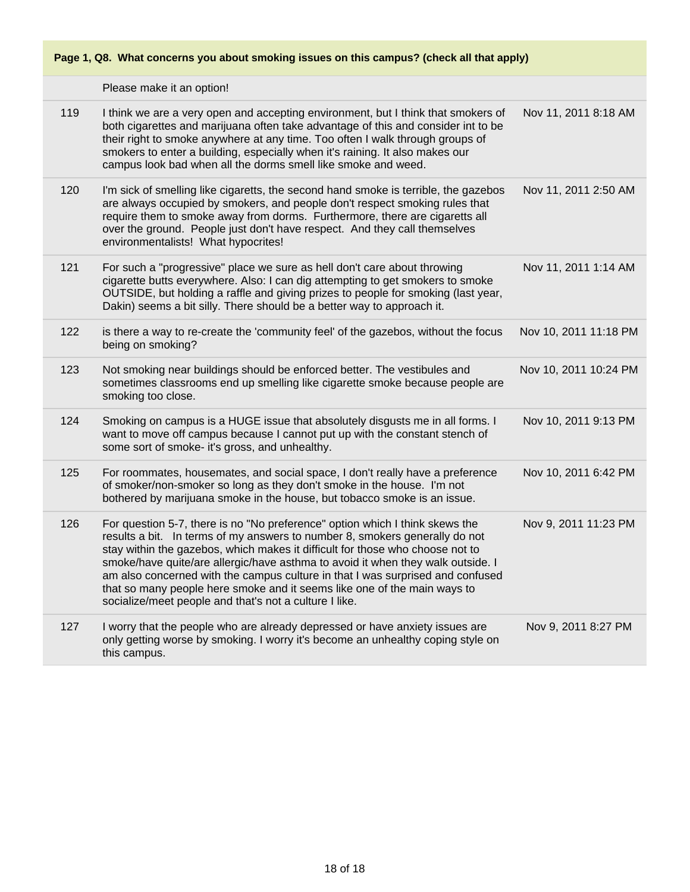**Page 1, Q8. What concerns you about smoking issues on this campus? (check all that apply)**

| | | |
|---|---|---|
| | Please make it an option! | |
| 119 | I think we are a very open and accepting environment, but I think that smokers of both cigarettes and marijuana often take advantage of this and consider int to be their right to smoke anywhere at any time. Too often I walk through groups of smokers to enter a building, especially when it's raining. It also makes our campus look bad when all the dorms smell like smoke and weed. | Nov 11, 2011 8:18 AM |
| 120 | I'm sick of smelling like cigaretts, the second hand smoke is terrible, the gazebos are always occupied by smokers, and people don't respect smoking rules that require them to smoke away from dorms. Furthermore, there are cigaretts all over the ground. People just don't have respect. And they call themselves environmentalists! What hypocrites! | Nov 11, 2011 2:50 AM |
| 121 | For such a "progressive" place we sure as hell don't care about throwing cigarette butts everywhere. Also: I can dig attempting to get smokers to smoke OUTSIDE, but holding a raffle and giving prizes to people for smoking (last year, Dakin) seems a bit silly. There should be a better way to approach it. | Nov 11, 2011 1:14 AM |
| 122 | is there a way to re-create the 'community feel' of the gazebos, without the focus being on smoking? | Nov 10, 2011 11:18 PM |
| 123 | Not smoking near buildings should be enforced better. The vestibules and sometimes classrooms end up smelling like cigarette smoke because people are smoking too close. | Nov 10, 2011 10:24 PM |
| 124 | Smoking on campus is a HUGE issue that absolutely disgusts me in all forms. I want to move off campus because I cannot put up with the constant stench of some sort of smoke- it's gross, and unhealthy. | Nov 10, 2011 9:13 PM |
| 125 | For roommates, housemates, and social space, I don't really have a preference of smoker/non-smoker so long as they don't smoke in the house. I'm not bothered by marijuana smoke in the house, but tobacco smoke is an issue. | Nov 10, 2011 6:42 PM |
| 126 | For question 5-7, there is no "No preference" option which I think skews the results a bit. In terms of my answers to number 8, smokers generally do not stay within the gazebos, which makes it difficult for those who choose not to smoke/have quite/are allergic/have asthma to avoid it when they walk outside. I am also concerned with the campus culture in that I was surprised and confused that so many people here smoke and it seems like one of the main ways to socialize/meet people and that's not a culture I like. | Nov 9, 2011 11:23 PM |
| 127 | I worry that the people who are already depressed or have anxiety issues are only getting worse by smoking. I worry it's become an unhealthy coping style on this campus. | Nov 9, 2011 8:27 PM |